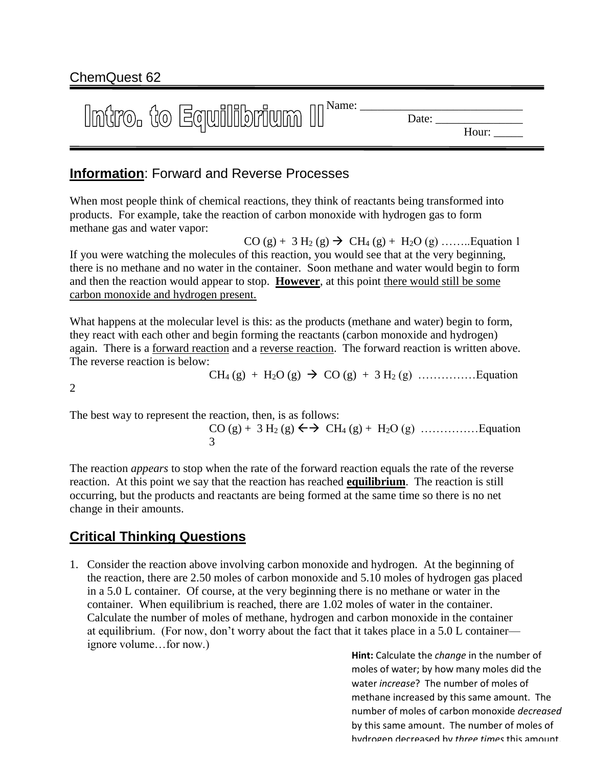ChemQuest 62

# Intro. to Equilibrium II

Name: ___________________________

Date: _______________

Hour: _____

## **Information**: Forward and Reverse Processes

When most people think of chemical reactions, they think of reactants being transformed into products. For example, take the reaction of carbon monoxide with hydrogen gas to form methane gas and water vapor:

$$CO\ (g) + 3\ H_2\ (g) \rightarrow CH_4\ (g) + H_2O\ (g)$$ ……..Equation 1

If you were watching the molecules of this reaction, you would see that at the very beginning, there is no methane and no water in the container. Soon methane and water would begin to form and then the reaction would appear to stop. **However**, at this point there would still be some carbon monoxide and hydrogen present.

What happens at the molecular level is this: as the products (methane and water) begin to form, they react with each other and begin forming the reactants (carbon monoxide and hydrogen) again. There is a forward reaction and a reverse reaction. The forward reaction is written above. The reverse reaction is below:

$$CH_4\ (g) + H_2O\ (g) \rightarrow CO\ (g) + 3\ H_2\ (g)$$ ……………Equation 2

The best way to represent the reaction, then, is as follows:

$$CO\ (g) + 3\ H_2\ (g) \leftrightarrow CH_4\ (g) + H_2O\ (g)$$ ……………Equation 3

The reaction *appears* to stop when the rate of the forward reaction equals the rate of the reverse reaction. At this point we say that the reaction has reached **equilibrium**. The reaction is still occurring, but the products and reactants are being formed at the same time so there is no net change in their amounts.

## Critical Thinking Questions

1. Consider the reaction above involving carbon monoxide and hydrogen. At the beginning of the reaction, there are 2.50 moles of carbon monoxide and 5.10 moles of hydrogen gas placed in a 5.0 L container. Of course, at the very beginning there is no methane or water in the container. When equilibrium is reached, there are 1.02 moles of water in the container. Calculate the number of moles of methane, hydrogen and carbon monoxide in the container at equilibrium. (For now, don't worry about the fact that it takes place in a 5.0 L container—ignore volume…for now.)

**Hint:** Calculate the *change* in the number of moles of water; by how many moles did the water *increase*? The number of moles of methane increased by this same amount. The number of moles of carbon monoxide *decreased* by this same amount. The number of moles of hydrogen decreased by *three times* this amount.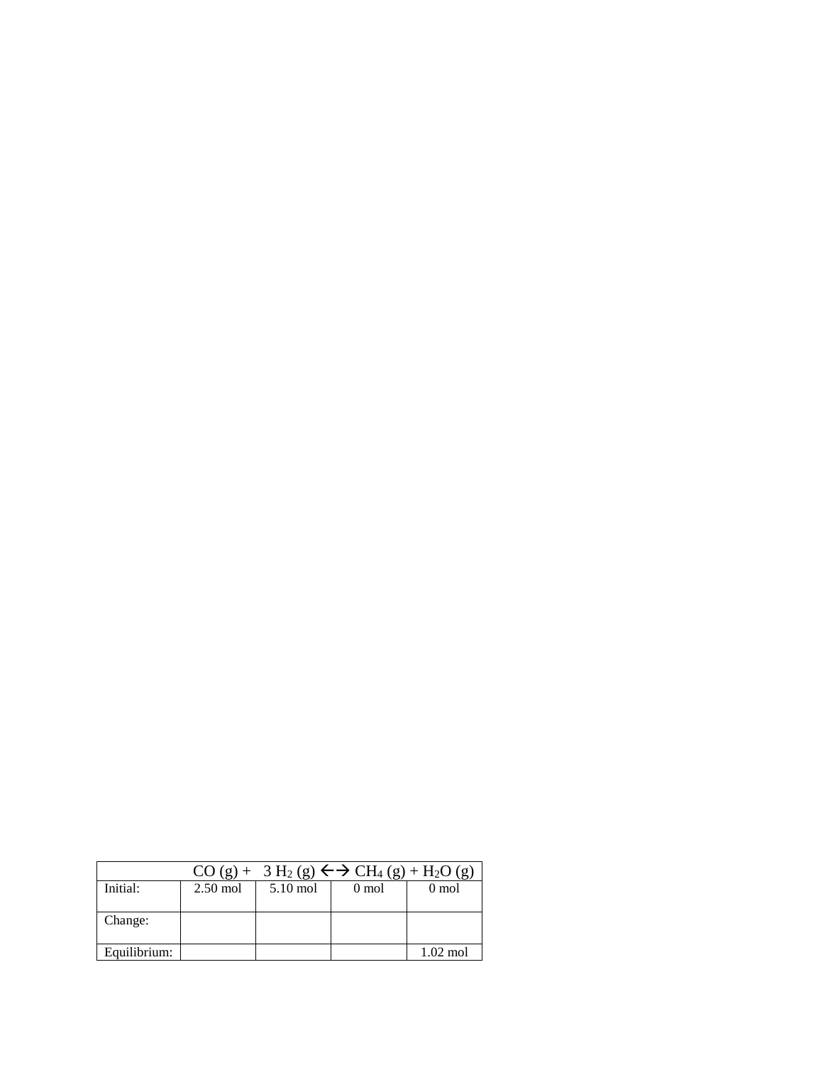| | $CO\ (g)$ + | $3\ H_2\ (g)$ $\leftrightarrow$ | $CH_4\ (g)$ + | $H_2O\ (g)$ |
|---|---|---|---|---|
| Initial: | 2.50 mol | 5.10 mol | 0 mol | 0 mol |
| Change: | | | | |
| Equilibrium: | | | | 1.02 mol |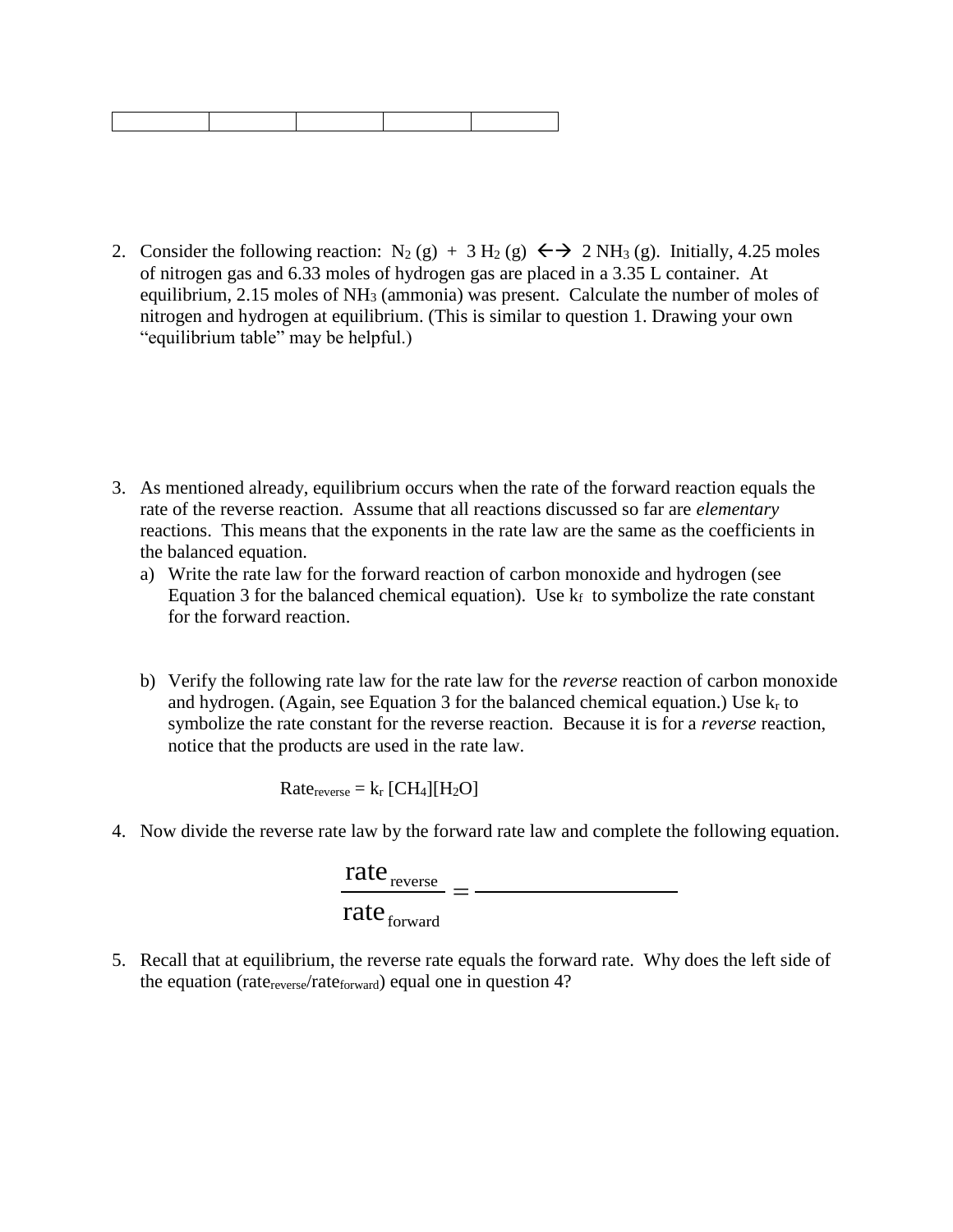| | | | | |
|---|---|---|---|---|

2. Consider the following reaction: $N_2$ (g) + 3 $H_2$ (g) ←→ 2 $NH_3$ (g). Initially, 4.25 moles of nitrogen gas and 6.33 moles of hydrogen gas are placed in a 3.35 L container. At equilibrium, 2.15 moles of $NH_3$ (ammonia) was present. Calculate the number of moles of nitrogen and hydrogen at equilibrium. (This is similar to question 1. Drawing your own "equilibrium table" may be helpful.)

3. As mentioned already, equilibrium occurs when the rate of the forward reaction equals the rate of the reverse reaction. Assume that all reactions discussed so far are *elementary* reactions. This means that the exponents in the rate law are the same as the coefficients in the balanced equation.
   a) Write the rate law for the forward reaction of carbon monoxide and hydrogen (see Equation 3 for the balanced chemical equation). Use $k_f$ to symbolize the rate constant for the forward reaction.

   b) Verify the following rate law for the rate law for the *reverse* reaction of carbon monoxide and hydrogen. (Again, see Equation 3 for the balanced chemical equation.) Use $k_r$ to symbolize the rate constant for the reverse reaction. Because it is for a *reverse* reaction, notice that the products are used in the rate law.

$$\text{Rate}_{\text{reverse}} = k_r\,[CH_4][H_2O]$$

4. Now divide the reverse rate law by the forward rate law and complete the following equation.

$$\frac{\text{rate}_{\text{reverse}}}{\text{rate}_{\text{forward}}} = \underline{\hspace{4cm}}$$

5. Recall that at equilibrium, the reverse rate equals the forward rate. Why does the left side of the equation ($\text{rate}_{\text{reverse}}/\text{rate}_{\text{forward}}$) equal one in question 4?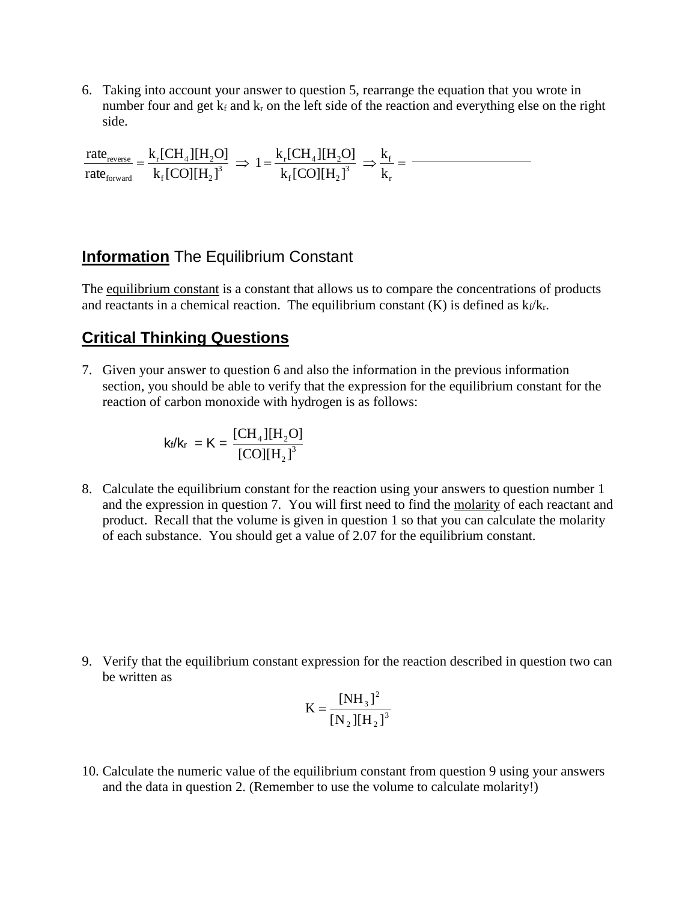6. Taking into account your answer to question 5, rearrange the equation that you wrote in number four and get $k_f$ and $k_r$ on the left side of the reaction and everything else on the right side.

$$\frac{\text{rate}_{\text{reverse}}}{\text{rate}_{\text{forward}}} = \frac{k_r[CH_4][H_2O]}{k_f[CO][H_2]^3} \Rightarrow 1 = \frac{k_r[CH_4][H_2O]}{k_f[CO][H_2]^3} \Rightarrow \frac{k_f}{k_r} = \underline{\hspace{4cm}}$$

## **Information** The Equilibrium Constant

The equilibrium constant is a constant that allows us to compare the concentrations of products and reactants in a chemical reaction. The equilibrium constant (K) is defined as $k_f/k_r$.

## Critical Thinking Questions

7. Given your answer to question 6 and also the information in the previous information section, you should be able to verify that the expression for the equilibrium constant for the reaction of carbon monoxide with hydrogen is as follows:

$$k_f/k_r = K = \frac{[CH_4][H_2O]}{[CO][H_2]^3}$$

8. Calculate the equilibrium constant for the reaction using your answers to question number 1 and the expression in question 7. You will first need to find the molarity of each reactant and product. Recall that the volume is given in question 1 so that you can calculate the molarity of each substance. You should get a value of 2.07 for the equilibrium constant.

9. Verify that the equilibrium constant expression for the reaction described in question two can be written as

$$K = \frac{[NH_3]^2}{[N_2][H_2]^3}$$

10. Calculate the numeric value of the equilibrium constant from question 9 using your answers and the data in question 2. (Remember to use the volume to calculate molarity!)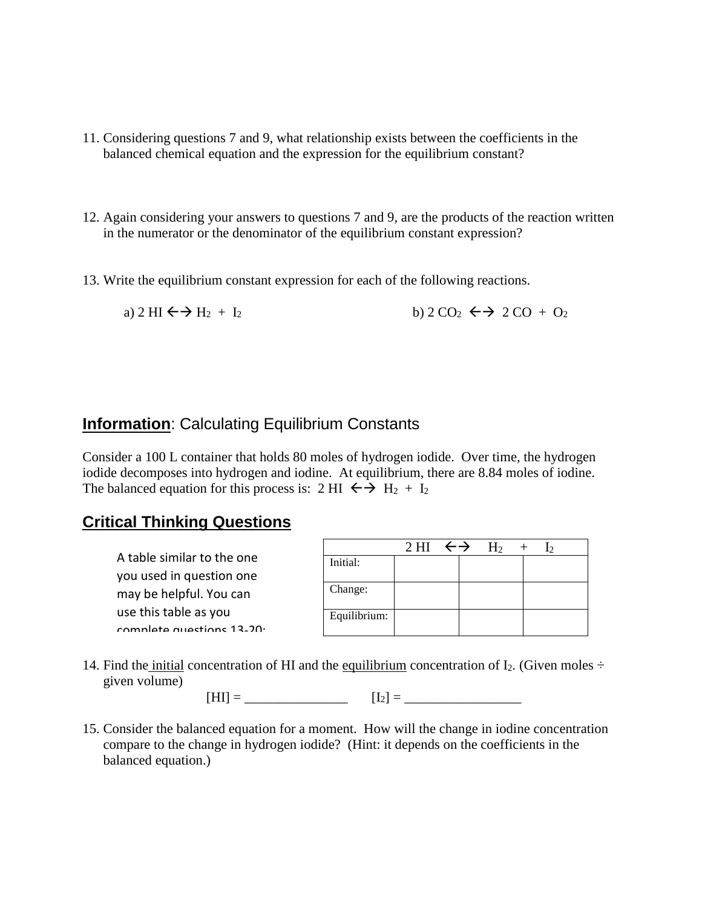11. Considering questions 7 and 9, what relationship exists between the coefficients in the balanced chemical equation and the expression for the equilibrium constant?

12. Again considering your answers to questions 7 and 9, are the products of the reaction written in the numerator or the denominator of the equilibrium constant expression?

13. Write the equilibrium constant expression for each of the following reactions.

    a) $2\ HI \leftrightarrow H_2 + I_2$

    b) $2\ CO_2 \leftrightarrow 2\ CO + O_2$

## Information: Calculating Equilibrium Constants

Consider a 100 L container that holds 80 moles of hydrogen iodide. Over time, the hydrogen iodide decomposes into hydrogen and iodine. At equilibrium, there are 8.84 moles of iodine. The balanced equation for this process is: $2\ HI \leftrightarrow H_2 + I_2$

## Critical Thinking Questions

A table similar to the one you used in question one may be helpful. You can use this table as you complete questions 13-20:

| | $2\ HI$ $\leftrightarrow$ | $H_2$ + | $I_2$ |
|---|---|---|---|
| Initial: | | | |
| Change: | | | |
| Equilibrium: | | | |

14. Find the initial concentration of HI and the equilibrium concentration of $I_2$. (Given moles ÷ given volume)

    [HI] = _______________ $[I_2]$ = _________________

15. Consider the balanced equation for a moment. How will the change in iodine concentration compare to the change in hydrogen iodide? (Hint: it depends on the coefficients in the balanced equation.)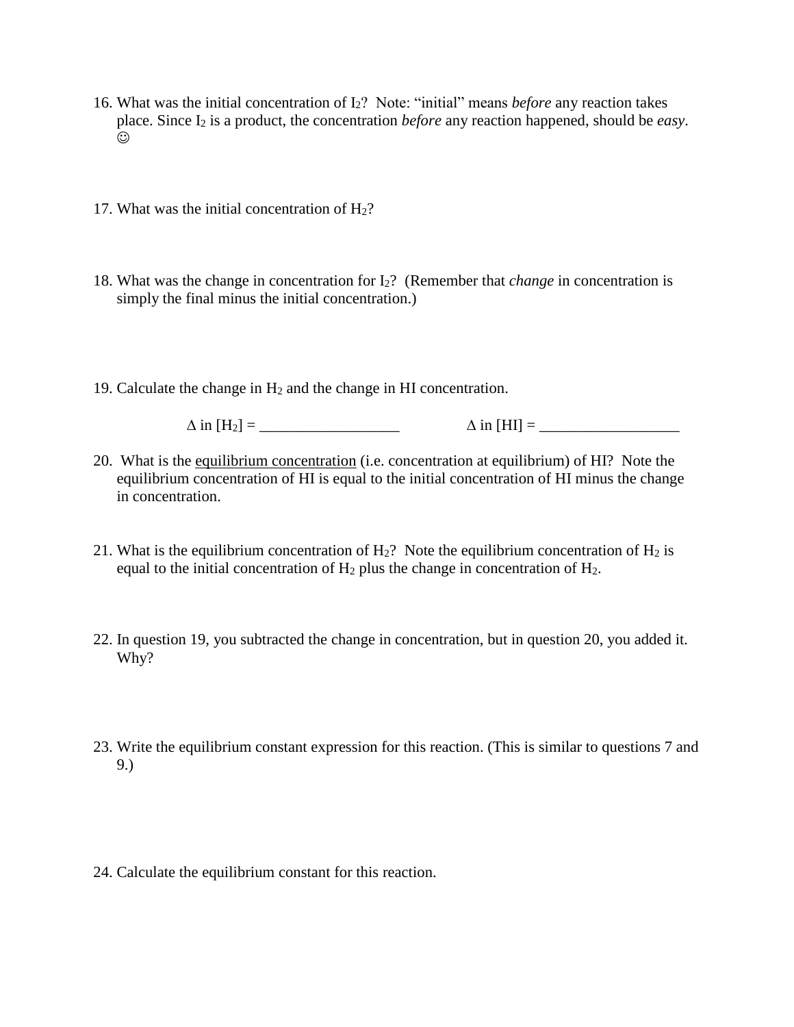16. What was the initial concentration of $I_2$? Note: "initial" means *before* any reaction takes place. Since $I_2$ is a product, the concentration *before* any reaction happened, should be *easy*. ☺

17. What was the initial concentration of $H_2$?

18. What was the change in concentration for $I_2$? (Remember that *change* in concentration is simply the final minus the initial concentration.)

19. Calculate the change in $H_2$ and the change in HI concentration.

    $\Delta$ in $[H_2]$ = __________________ $\Delta$ in [HI] = __________________

20. What is the <u>equilibrium concentration</u> (i.e. concentration at equilibrium) of HI? Note the equilibrium concentration of HI is equal to the initial concentration of HI minus the change in concentration.

21. What is the equilibrium concentration of $H_2$? Note the equilibrium concentration of $H_2$ is equal to the initial concentration of $H_2$ plus the change in concentration of $H_2$.

22. In question 19, you subtracted the change in concentration, but in question 20, you added it. Why?

23. Write the equilibrium constant expression for this reaction. (This is similar to questions 7 and 9.)

24. Calculate the equilibrium constant for this reaction.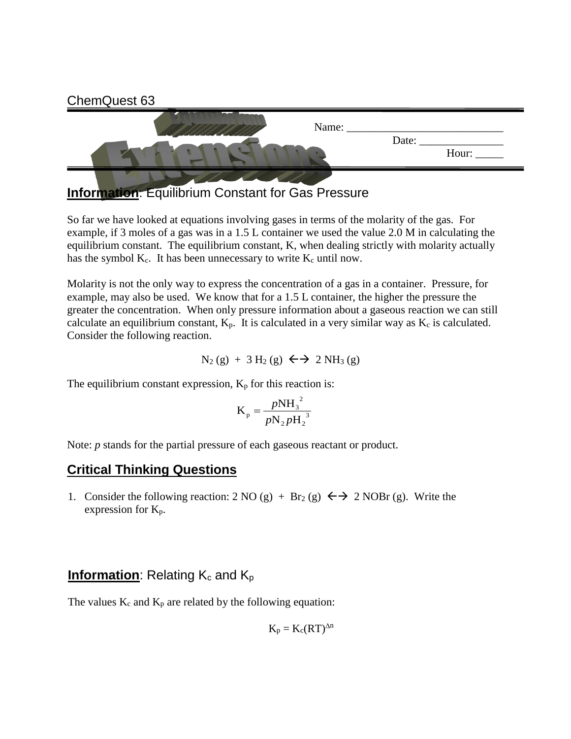ChemQuest 63

# Equilibrium Extensions

Name: ____________________________

Date: _______________

Hour: _____

## **Information**: Equilibrium Constant for Gas Pressure

So far we have looked at equations involving gases in terms of the molarity of the gas. For example, if 3 moles of a gas was in a 1.5 L container we used the value 2.0 M in calculating the equilibrium constant. The equilibrium constant, K, when dealing strictly with molarity actually has the symbol $K_c$. It has been unnecessary to write $K_c$ until now.

Molarity is not the only way to express the concentration of a gas in a container. Pressure, for example, may also be used. We know that for a 1.5 L container, the higher the pressure the greater the concentration. When only pressure information about a gaseous reaction we can still calculate an equilibrium constant, $K_p$. It is calculated in a very similar way as $K_c$ is calculated. Consider the following reaction.

$$N_2\,(g) + 3\,H_2\,(g) \leftrightarrow 2\,NH_3\,(g)$$

The equilibrium constant expression, $K_p$ for this reaction is:

$$K_p = \frac{p\mathrm{NH_3}^2}{p\mathrm{N_2}\,p\mathrm{H_2}^3}$$

Note: *p* stands for the partial pressure of each gaseous reactant or product.

## **Critical Thinking Questions**

1. Consider the following reaction: $2\,NO\,(g) + Br_2\,(g) \leftrightarrow 2\,NOBr\,(g)$. Write the expression for $K_p$.

## **Information**: Relating $K_c$ and $K_p$

The values $K_c$ and $K_p$ are related by the following equation:

$$K_p = K_c(RT)^{\Delta n}$$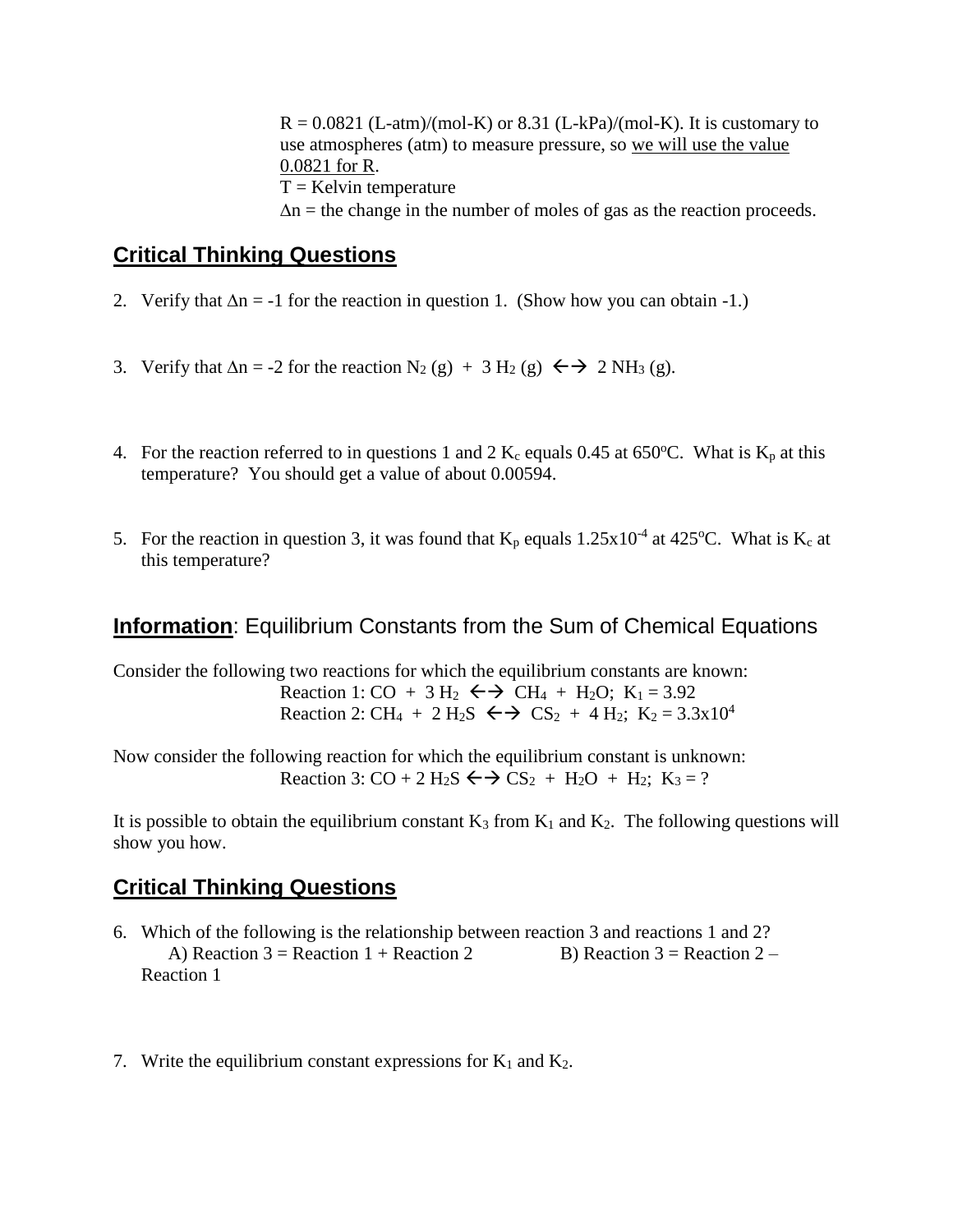$R = 0.0821$ (L-atm)/(mol-K) or 8.31 (L-kPa)/(mol-K). It is customary to use atmospheres (atm) to measure pressure, so we will use the value 0.0821 for R.
T = Kelvin temperature
$\Delta n$ = the change in the number of moles of gas as the reaction proceeds.

## Critical Thinking Questions

2. Verify that $\Delta n = -1$ for the reaction in question 1. (Show how you can obtain -1.)

3. Verify that $\Delta n = -2$ for the reaction $N_2\,(g) + 3\,H_2\,(g) \leftrightarrow 2\,NH_3\,(g)$.

4. For the reaction referred to in questions 1 and 2 $K_c$ equals 0.45 at 650°C. What is $K_p$ at this temperature? You should get a value of about 0.00594.

5. For the reaction in question 3, it was found that $K_p$ equals $1.25\text{x}10^{-4}$ at 425°C. What is $K_c$ at this temperature?

## **Information**: Equilibrium Constants from the Sum of Chemical Equations

Consider the following two reactions for which the equilibrium constants are known:

Reaction 1: $CO + 3\,H_2 \leftrightarrow CH_4 + H_2O$; $K_1 = 3.92$
Reaction 2: $CH_4 + 2\,H_2S \leftrightarrow CS_2 + 4\,H_2$; $K_2 = 3.3\text{x}10^4$

Now consider the following reaction for which the equilibrium constant is unknown:

Reaction 3: $CO + 2\,H_2S \leftrightarrow CS_2 + H_2O + H_2$; $K_3$ = ?

It is possible to obtain the equilibrium constant $K_3$ from $K_1$ and $K_2$. The following questions will show you how.

## Critical Thinking Questions

6. Which of the following is the relationship between reaction 3 and reactions 1 and 2?
   A) Reaction 3 = Reaction 1 + Reaction 2 B) Reaction 3 = Reaction 2 – Reaction 1

7. Write the equilibrium constant expressions for $K_1$ and $K_2$.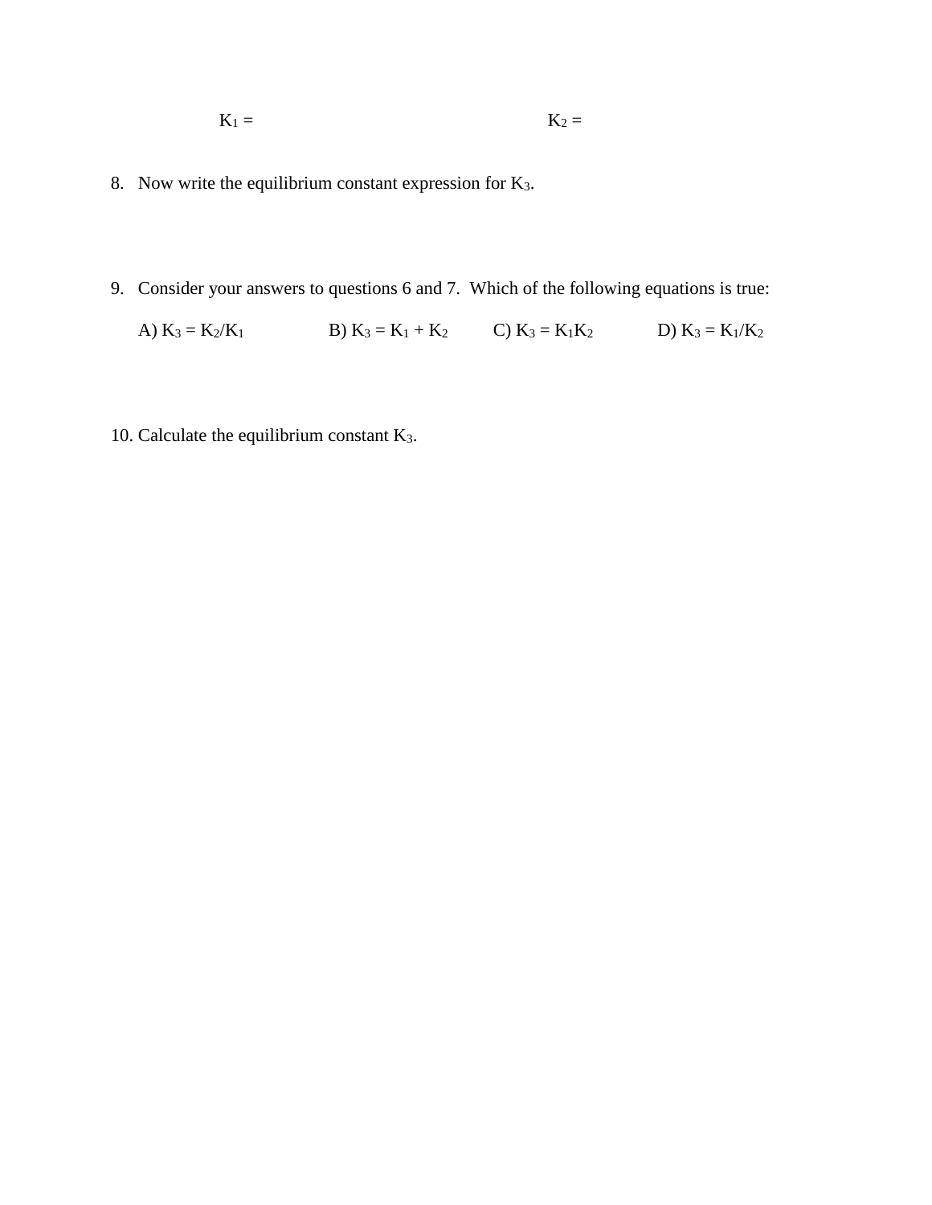$K_1 =$ $K_2 =$

8. Now write the equilibrium constant expression for $K_3$.

9. Consider your answers to questions 6 and 7. Which of the following equations is true:

   A) $K_3 = K_2/K_1$ B) $K_3 = K_1 + K_2$ C) $K_3 = K_1K_2$ D) $K_3 = K_1/K_2$

10. Calculate the equilibrium constant $K_3$.